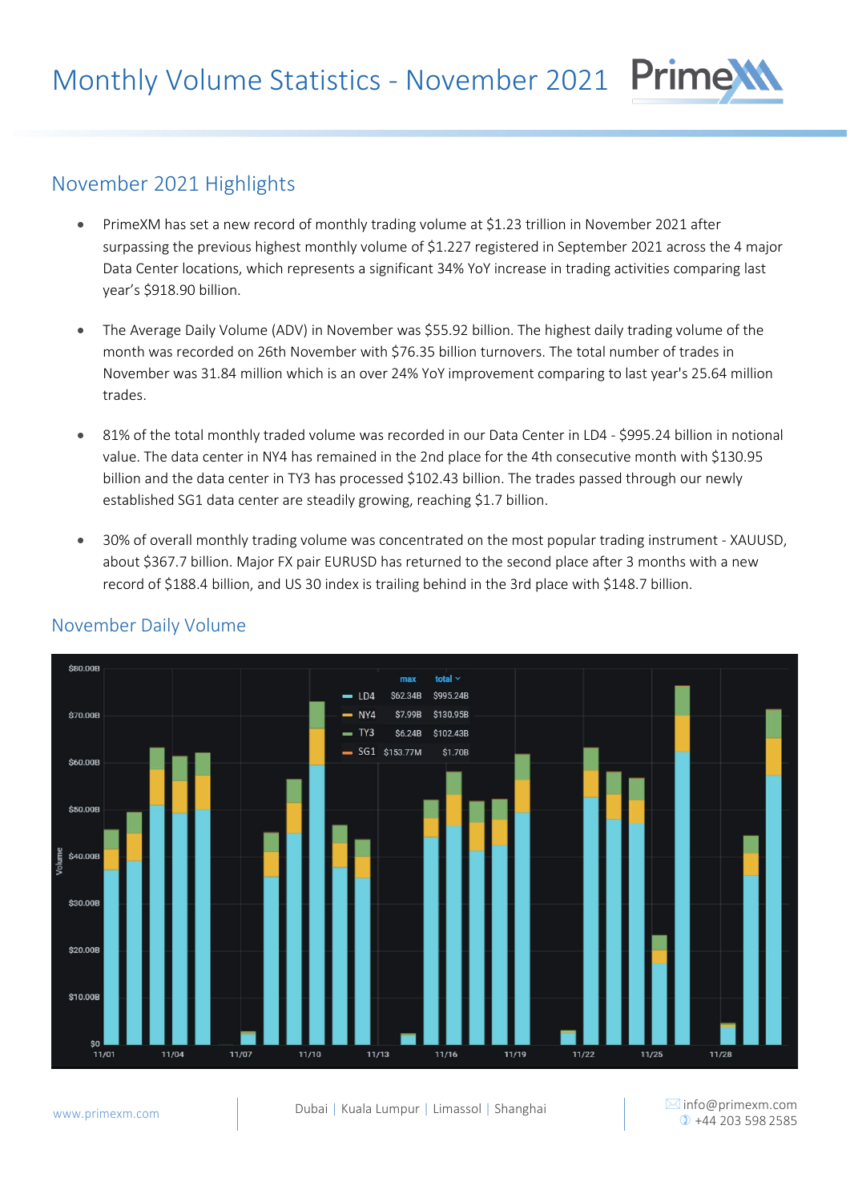# Monthly Volume Statistics - November 2021

## November 2021 Highlights

- PrimeXM has set a new record of monthly trading volume at $1.23 trillion in November 2021 after surpassing the previous highest monthly volume of $1.227 registered in September 2021 across the 4 major Data Center locations, which represents a significant 34% YoY increase in trading activities comparing last year's $918.90 billion.

- The Average Daily Volume (ADV) in November was $55.92 billion. The highest daily trading volume of the month was recorded on 26th November with $76.35 billion turnovers. The total number of trades in November was 31.84 million which is an over 24% YoY improvement comparing to last year's 25.64 million trades.

- 81% of the total monthly traded volume was recorded in our Data Center in LD4 - $995.24 billion in notional value. The data center in NY4 has remained in the 2nd place for the 4th consecutive month with $130.95 billion and the data center in TY3 has processed $102.43 billion. The trades passed through our newly established SG1 data center are steadily growing, reaching $1.7 billion.

- 30% of overall monthly trading volume was concentrated on the most popular trading instrument - XAUUSD, about $367.7 billion. Major FX pair EURUSD has returned to the second place after 3 months with a new record of $188.4 billion, and US 30 index is trailing behind in the 3rd place with $148.7 billion.

## November Daily Volume

| | max | total |
|---|---|---|
| LD4 | $62.34B | $995.24B |
| NY4 | $7.99B | $130.95B |
| TY3 | $6.24B | $102.43B |
| SG1 | $153.77M | $1.70B |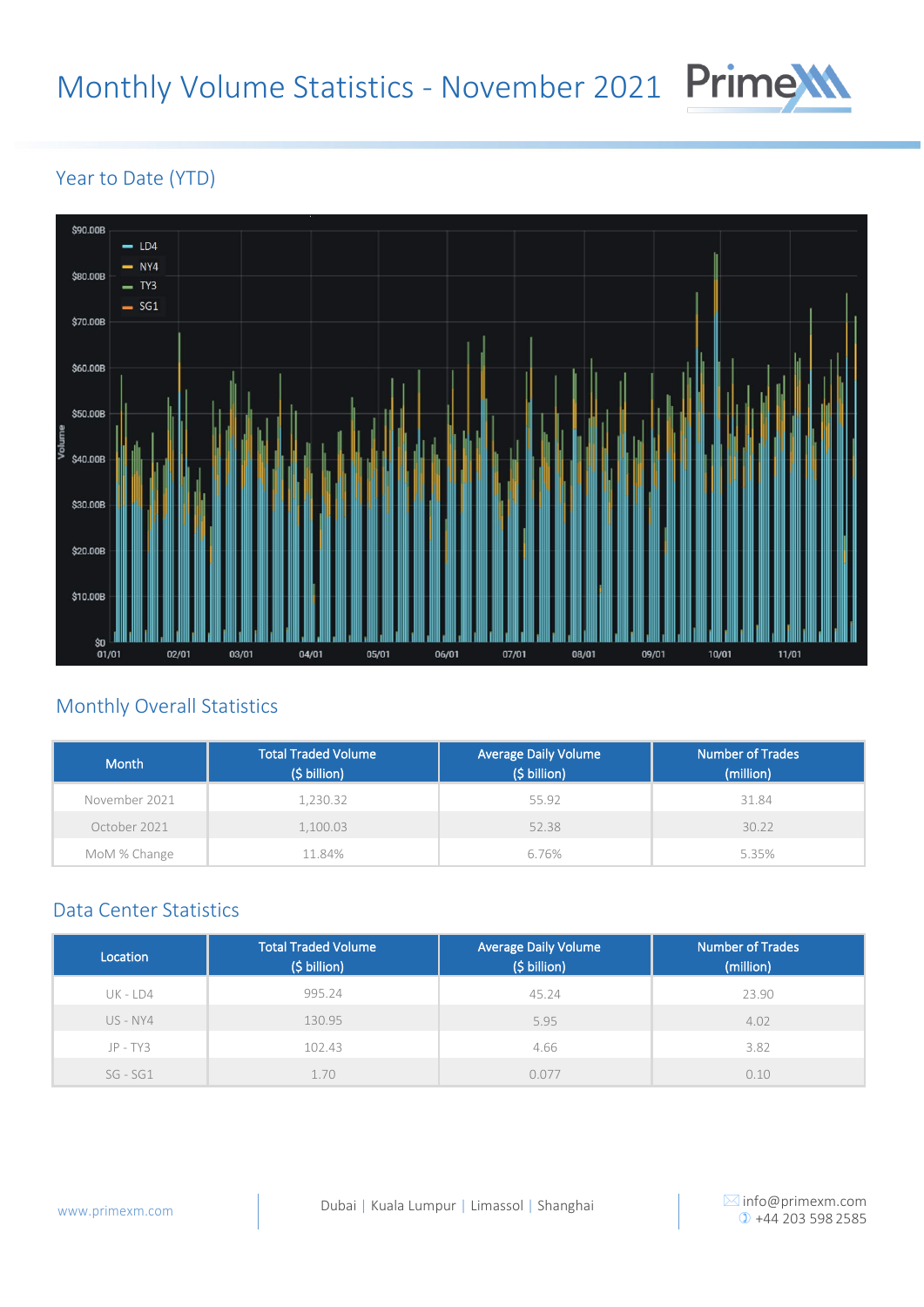# Monthly Volume Statistics - November 2021

## Year to Date (YTD)

## Monthly Overall Statistics

| Month | Total Traded Volume ($ billion) | Average Daily Volume ($ billion) | Number of Trades (million) |
|---|---|---|---|
| November 2021 | 1,230.32 | 55.92 | 31.84 |
| October 2021 | 1,100.03 | 52.38 | 30.22 |
| MoM % Change | 11.84% | 6.76% | 5.35% |

## Data Center Statistics

| Location | Total Traded Volume ($ billion) | Average Daily Volume ($ billion) | Number of Trades (million) |
|---|---|---|---|
| UK - LD4 | 995.24 | 45.24 | 23.90 |
| US - NY4 | 130.95 | 5.95 | 4.02 |
| JP - TY3 | 102.43 | 4.66 | 3.82 |
| SG - SG1 | 1.70 | 0.077 | 0.10 |

www.primexm.com | Dubai | Kuala Lumpur | Limassol | Shanghai | info@primexm.com +44 203 598 2585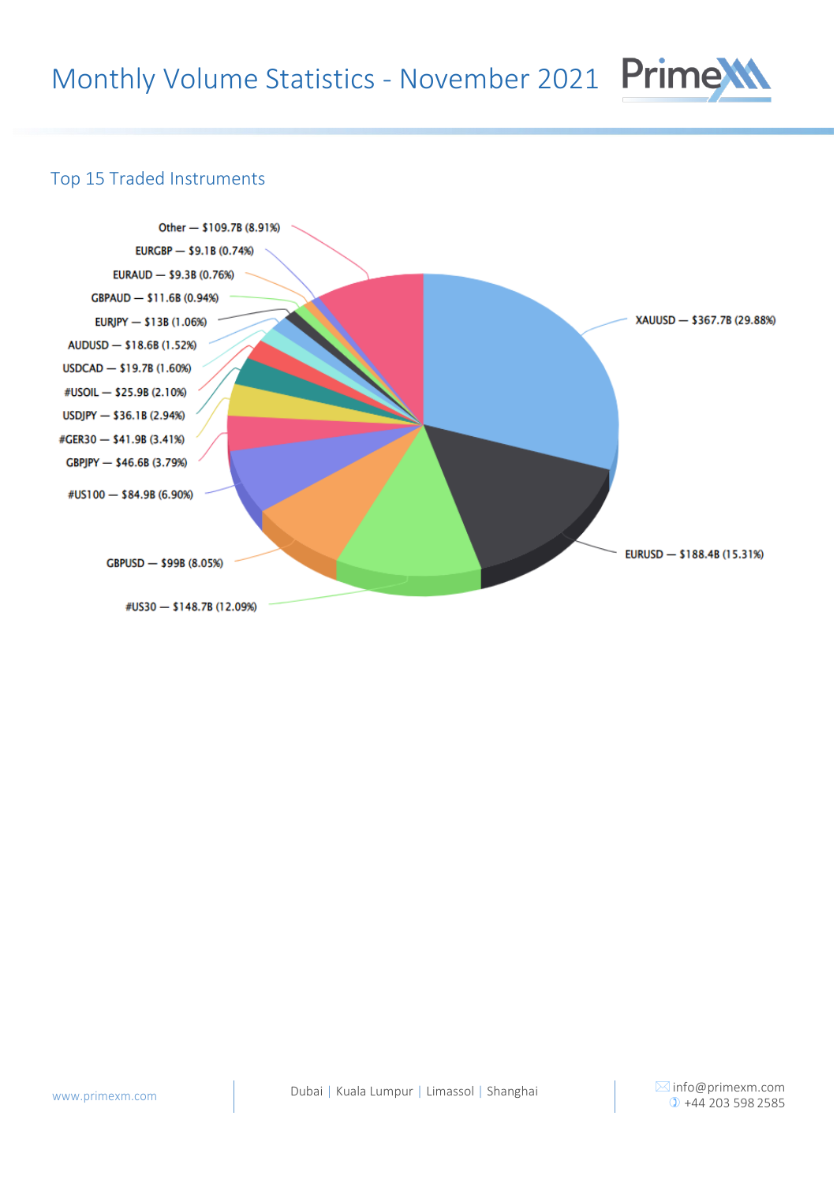# Monthly Volume Statistics - November 2021

## Top 15 Traded Instruments

Other — $109.7B (8.91%)
EURGBP — $9.1B (0.74%)
EURAUD — $9.3B (0.76%)
GBPAUD — $11.6B (0.94%)
EURJPY — $13B (1.06%)
AUDUSD — $18.6B (1.52%)
USDCAD — $19.7B (1.60%)
#USOIL — $25.9B (2.10%)
USDJPY — $36.1B (2.94%)
#GER30 — $41.9B (3.41%)
GBPJPY — $46.6B (3.79%)
#US100 — $84.9B (6.90%)
GBPUSD — $99B (8.05%)
#US30 — $148.7B (12.09%)
XAUUSD — $367.7B (29.88%)
EURUSD — $188.4B (15.31%)